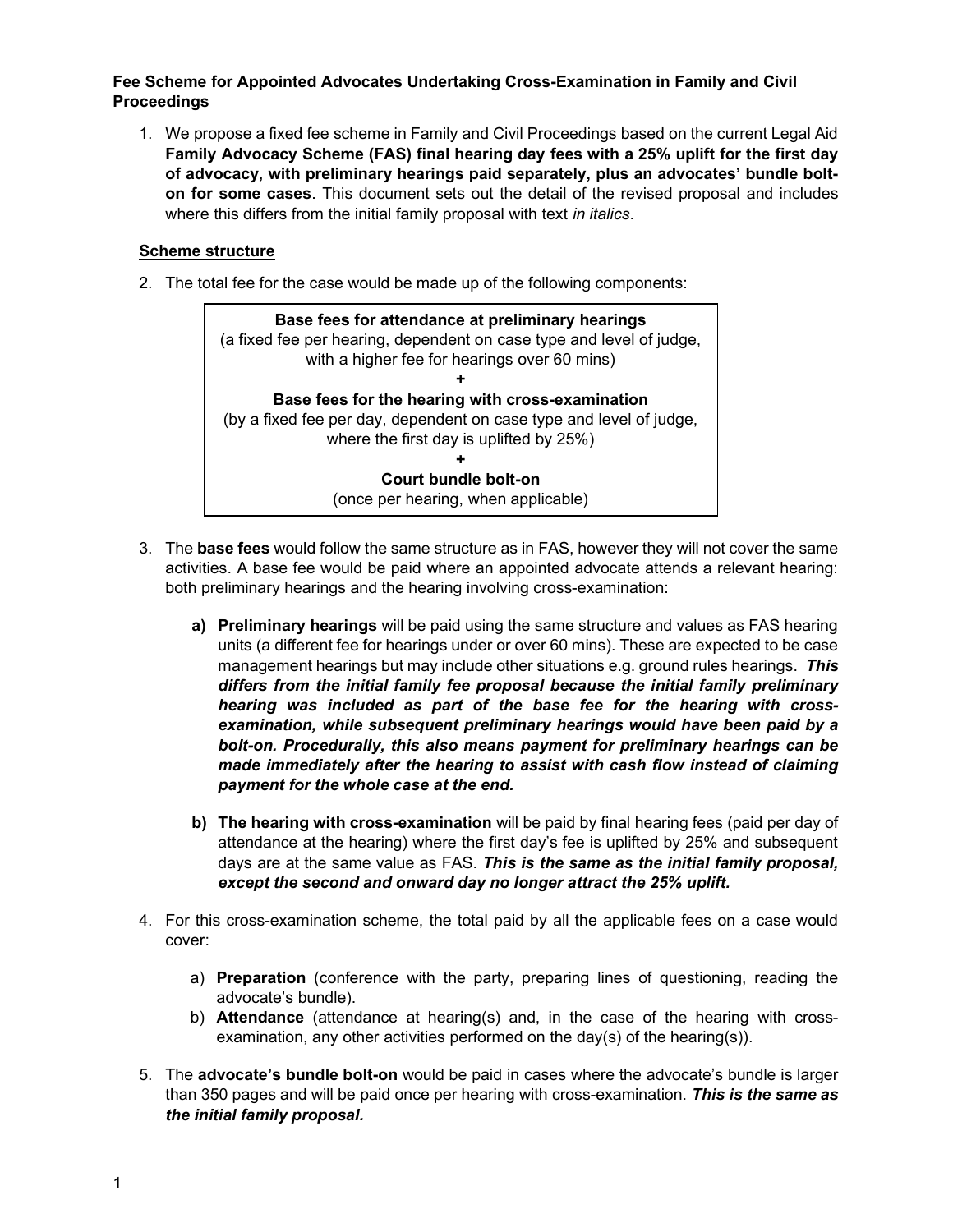**Fee Scheme for Appointed Advocates Undertaking Cross-Examination in Family and Civil Proceedings**

1. We propose a fixed fee scheme in Family and Civil Proceedings based on the current Legal Aid **Family Advocacy Scheme (FAS) final hearing day fees with a 25% uplift for the first day of advocacy, with preliminary hearings paid separately, plus an advocates' bundle bolt-on for some cases**. This document sets out the detail of the revised proposal and includes where this differs from the initial family proposal with text *in italics*.

**Scheme structure**

2. The total fee for the case would be made up of the following components:

> **Base fees for attendance at preliminary hearings**
> (a fixed fee per hearing, dependent on case type and level of judge, with a higher fee for hearings over 60 mins)
>
> **+**
>
> **Base fees for the hearing with cross-examination**
> (by a fixed fee per day, dependent on case type and level of judge, where the first day is uplifted by 25%)
>
> **+**
>
> **Court bundle bolt-on**
> (once per hearing, when applicable)

3. The **base fees** would follow the same structure as in FAS, however they will not cover the same activities. A base fee would be paid where an appointed advocate attends a relevant hearing: both preliminary hearings and the hearing involving cross-examination:

   a) **Preliminary hearings** will be paid using the same structure and values as FAS hearing units (a different fee for hearings under or over 60 mins). These are expected to be case management hearings but may include other situations e.g. ground rules hearings. ***This differs from the initial family fee proposal because the initial family preliminary hearing was included as part of the base fee for the hearing with cross-examination, while subsequent preliminary hearings would have been paid by a bolt-on. Procedurally, this also means payment for preliminary hearings can be made immediately after the hearing to assist with cash flow instead of claiming payment for the whole case at the end.***

   b) **The hearing with cross-examination** will be paid by final hearing fees (paid per day of attendance at the hearing) where the first day's fee is uplifted by 25% and subsequent days are at the same value as FAS. ***This is the same as the initial family proposal, except the second and onward day no longer attract the 25% uplift.***

4. For this cross-examination scheme, the total paid by all the applicable fees on a case would cover:

   a) **Preparation** (conference with the party, preparing lines of questioning, reading the advocate's bundle).
   b) **Attendance** (attendance at hearing(s) and, in the case of the hearing with cross-examination, any other activities performed on the day(s) of the hearing(s)).

5. The **advocate's bundle bolt-on** would be paid in cases where the advocate's bundle is larger than 350 pages and will be paid once per hearing with cross-examination. ***This is the same as the initial family proposal.***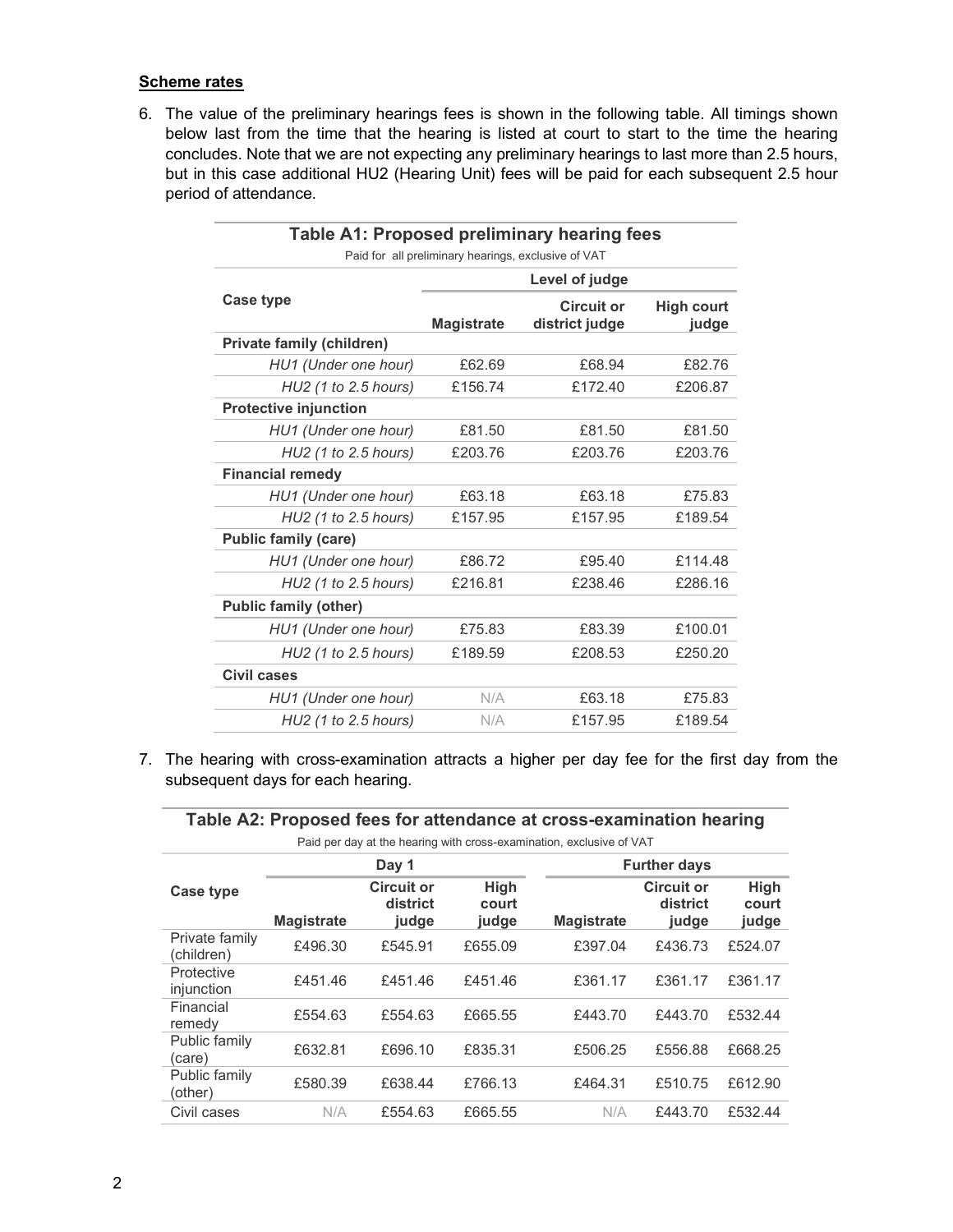**Scheme rates**

6. The value of the preliminary hearings fees is shown in the following table. All timings shown below last from the time that the hearing is listed at court to start to the time the hearing concludes. Note that we are not expecting any preliminary hearings to last more than 2.5 hours, but in this case additional HU2 (Hearing Unit) fees will be paid for each subsequent 2.5 hour period of attendance.

**Table A1: Proposed preliminary hearing fees**

Paid for all preliminary hearings, exclusive of VAT

| Case type | Level of judge | | |
|---|---|---|---|
| | Magistrate | Circuit or district judge | High court judge |
| **Private family (children)** | | | |
| *HU1 (Under one hour)* | £62.69 | £68.94 | £82.76 |
| *HU2 (1 to 2.5 hours)* | £156.74 | £172.40 | £206.87 |
| **Protective injunction** | | | |
| *HU1 (Under one hour)* | £81.50 | £81.50 | £81.50 |
| *HU2 (1 to 2.5 hours)* | £203.76 | £203.76 | £203.76 |
| **Financial remedy** | | | |
| *HU1 (Under one hour)* | £63.18 | £63.18 | £75.83 |
| *HU2 (1 to 2.5 hours)* | £157.95 | £157.95 | £189.54 |
| **Public family (care)** | | | |
| *HU1 (Under one hour)* | £86.72 | £95.40 | £114.48 |
| *HU2 (1 to 2.5 hours)* | £216.81 | £238.46 | £286.16 |
| **Public family (other)** | | | |
| *HU1 (Under one hour)* | £75.83 | £83.39 | £100.01 |
| *HU2 (1 to 2.5 hours)* | £189.59 | £208.53 | £250.20 |
| **Civil cases** | | | |
| *HU1 (Under one hour)* | N/A | £63.18 | £75.83 |
| *HU2 (1 to 2.5 hours)* | N/A | £157.95 | £189.54 |

7. The hearing with cross-examination attracts a higher per day fee for the first day from the subsequent days for each hearing.

**Table A2: Proposed fees for attendance at cross-examination hearing**

Paid per day at the hearing with cross-examination, exclusive of VAT

| Case type | Day 1 | | | Further days | | |
|---|---|---|---|---|---|---|
| | Magistrate | Circuit or district judge | High court judge | Magistrate | Circuit or district judge | High court judge |
| Private family (children) | £496.30 | £545.91 | £655.09 | £397.04 | £436.73 | £524.07 |
| Protective injunction | £451.46 | £451.46 | £451.46 | £361.17 | £361.17 | £361.17 |
| Financial remedy | £554.63 | £554.63 | £665.55 | £443.70 | £443.70 | £532.44 |
| Public family (care) | £632.81 | £696.10 | £835.31 | £506.25 | £556.88 | £668.25 |
| Public family (other) | £580.39 | £638.44 | £766.13 | £464.31 | £510.75 | £612.90 |
| Civil cases | N/A | £554.63 | £665.55 | N/A | £443.70 | £532.44 |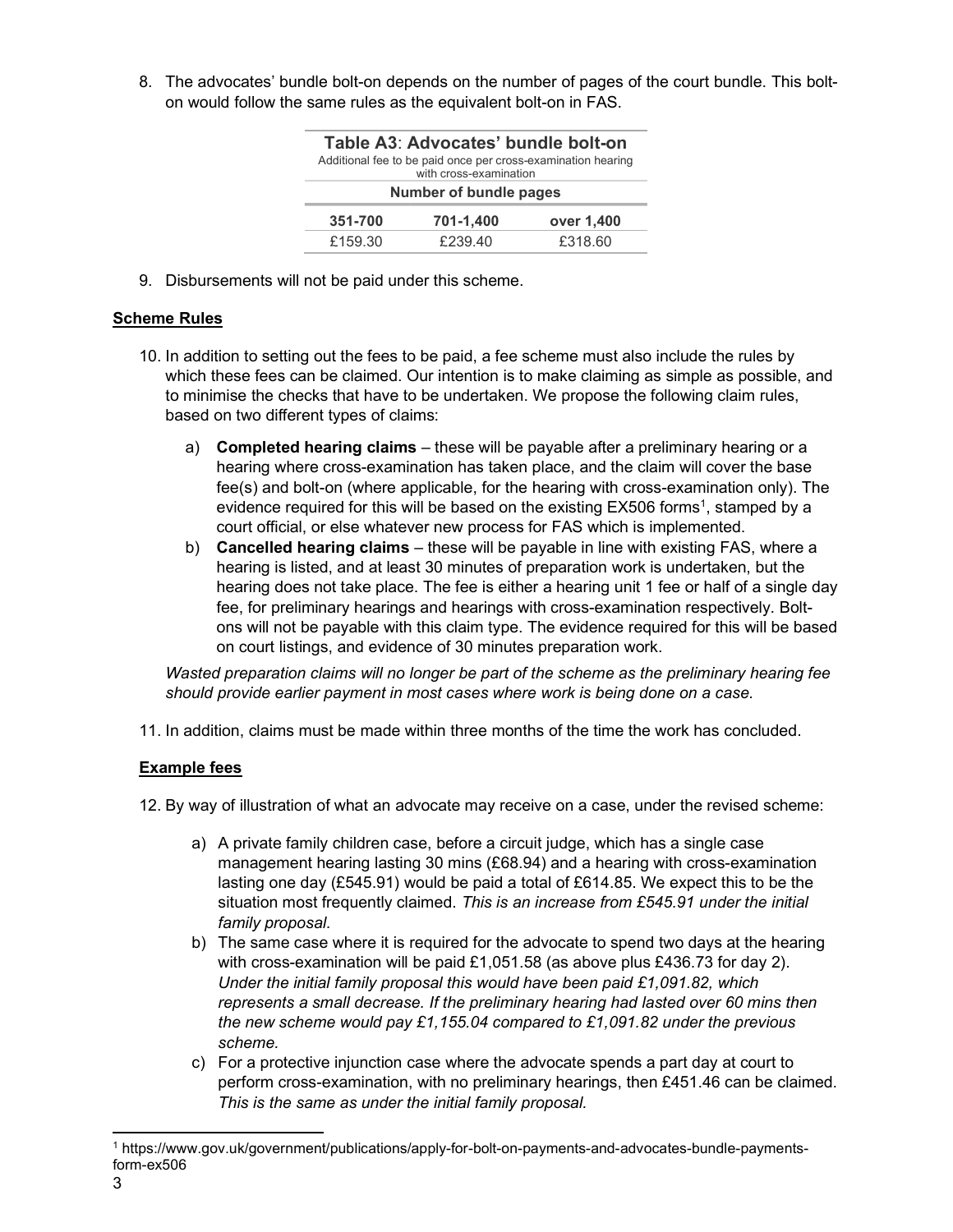8. The advocates' bundle bolt-on depends on the number of pages of the court bundle. This bolt-on would follow the same rules as the equivalent bolt-on in FAS.

**Table A3**: **Advocates' bundle bolt-on**
Additional fee to be paid once per cross-examination hearing with cross-examination

| Number of bundle pages | | |
|---|---|---|
| **351-700** | **701-1,400** | **over 1,400** |
| £159.30 | £239.40 | £318.60 |

9. Disbursements will not be paid under this scheme.

**Scheme Rules**

10. In addition to setting out the fees to be paid, a fee scheme must also include the rules by which these fees can be claimed. Our intention is to make claiming as simple as possible, and to minimise the checks that have to be undertaken. We propose the following claim rules, based on two different types of claims:

   a) **Completed hearing claims** – these will be payable after a preliminary hearing or a hearing where cross-examination has taken place, and the claim will cover the base fee(s) and bolt-on (where applicable, for the hearing with cross-examination only). The evidence required for this will be based on the existing EX506 forms[1], stamped by a court official, or else whatever new process for FAS which is implemented.

   b) **Cancelled hearing claims** – these will be payable in line with existing FAS, where a hearing is listed, and at least 30 minutes of preparation work is undertaken, but the hearing does not take place. The fee is either a hearing unit 1 fee or half of a single day fee, for preliminary hearings and hearings with cross-examination respectively. Bolt-ons will not be payable with this claim type. The evidence required for this will be based on court listings, and evidence of 30 minutes preparation work.

   *Wasted preparation claims will no longer be part of the scheme as the preliminary hearing fee should provide earlier payment in most cases where work is being done on a case.*

11. In addition, claims must be made within three months of the time the work has concluded.

**Example fees**

12. By way of illustration of what an advocate may receive on a case, under the revised scheme:

   a) A private family children case, before a circuit judge, which has a single case management hearing lasting 30 mins (£68.94) and a hearing with cross-examination lasting one day (£545.91) would be paid a total of £614.85. We expect this to be the situation most frequently claimed. *This is an increase from £545.91 under the initial family proposal.*

   b) The same case where it is required for the advocate to spend two days at the hearing with cross-examination will be paid £1,051.58 (as above plus £436.73 for day 2). *Under the initial family proposal this would have been paid £1,091.82, which represents a small decrease. If the preliminary hearing had lasted over 60 mins then the new scheme would pay £1,155.04 compared to £1,091.82 under the previous scheme.*

   c) For a protective injunction case where the advocate spends a part day at court to perform cross-examination, with no preliminary hearings, then £451.46 can be claimed. *This is the same as under the initial family proposal.*

[1] https://www.gov.uk/government/publications/apply-for-bolt-on-payments-and-advocates-bundle-payments-form-ex506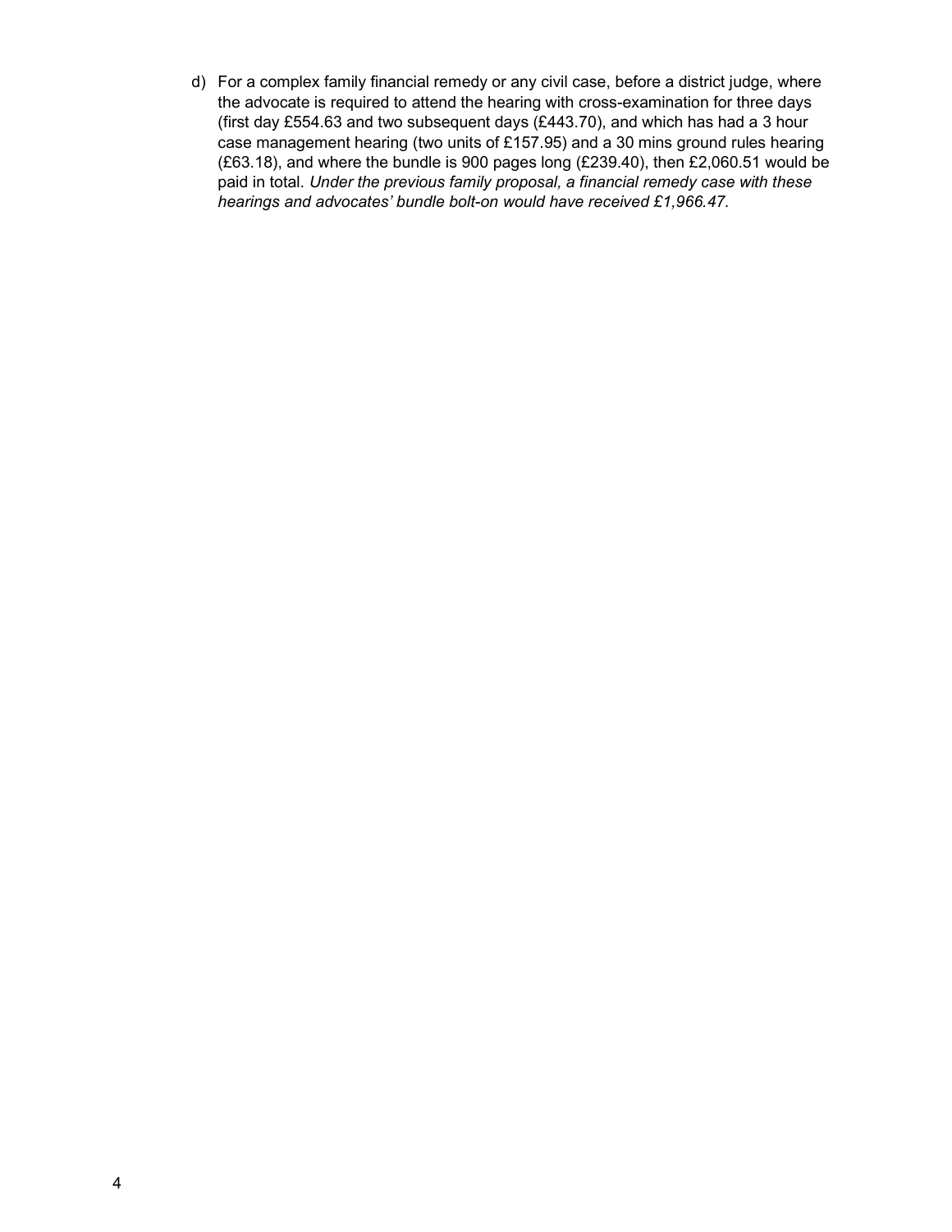d) For a complex family financial remedy or any civil case, before a district judge, where the advocate is required to attend the hearing with cross-examination for three days (first day £554.63 and two subsequent days (£443.70), and which has had a 3 hour case management hearing (two units of £157.95) and a 30 mins ground rules hearing (£63.18), and where the bundle is 900 pages long (£239.40), then £2,060.51 would be paid in total. *Under the previous family proposal, a financial remedy case with these hearings and advocates' bundle bolt-on would have received £1,966.47.*